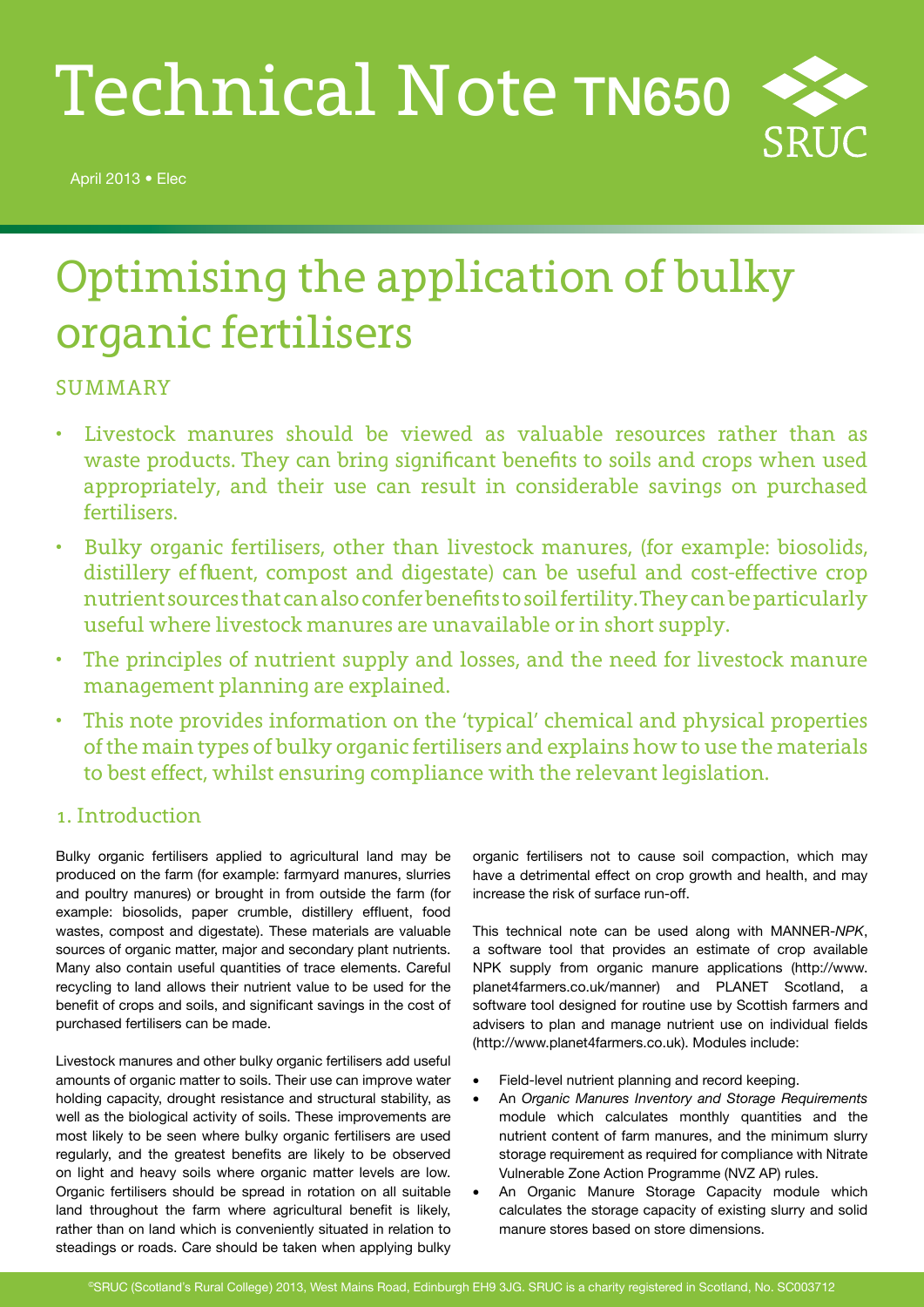# Technical Note TN650

April 2013 • Elec

# Optimising the application of bulky organic fertilisers

## SUMMARY

- Livestock manures should be viewed as valuable resources rather than as waste products. They can bring significant benefits to soils and crops when used appropriately, and their use can result in considerable savings on purchased fertilisers.
- Bulky organic fertilisers, other than livestock manures, (for example: biosolids, distillery effluent, compost and digestate) can be useful and cost-effective crop nutrient sources that can also confer benefits to soil fertility. They can be particularly useful where livestock manures are unavailable or in short supply.
- The principles of nutrient supply and losses, and the need for livestock manure management planning are explained.
- This note provides information on the 'typical' chemical and physical properties of the main types of bulky organic fertilisers and explains how to use the materials to best effect, whilst ensuring compliance with the relevant legislation.

## 1. Introduction

Bulky organic fertilisers applied to agricultural land may be produced on the farm (for example: farmyard manures, slurries and poultry manures) or brought in from outside the farm (for example: biosolids, paper crumble, distillery effluent, food wastes, compost and digestate). These materials are valuable sources of organic matter, major and secondary plant nutrients. Many also contain useful quantities of trace elements. Careful recycling to land allows their nutrient value to be used for the benefit of crops and soils, and significant savings in the cost of purchased fertilisers can be made.

Livestock manures and other bulky organic fertilisers add useful amounts of organic matter to soils. Their use can improve water holding capacity, drought resistance and structural stability, as well as the biological activity of soils. These improvements are most likely to be seen where bulky organic fertilisers are used regularly, and the greatest benefits are likely to be observed on light and heavy soils where organic matter levels are low. Organic fertilisers should be spread in rotation on all suitable land throughout the farm where agricultural benefit is likely, rather than on land which is conveniently situated in relation to steadings or roads. Care should be taken when applying bulky organic fertilisers not to cause soil compaction, which may have a detrimental effect on crop growth and health, and may increase the risk of surface run-off.

This technical note can be used along with MANNER-*NPK*, a software tool that provides an estimate of crop available NPK supply from organic manure applications (http://www.planet4farmers.co.uk/manner) and PLANET Scotland, a software tool designed for routine use by Scottish farmers and advisers to plan and manage nutrient use on individual fields (http://www.planet4farmers.co.uk). Modules include:

- Field-level nutrient planning and record keeping.
- An *Organic Manures Inventory and Storage Requirements* module which calculates monthly quantities and the nutrient content of farm manures, and the minimum slurry storage requirement as required for compliance with Nitrate Vulnerable Zone Action Programme (NVZ AP) rules.
- An Organic Manure Storage Capacity module which calculates the storage capacity of existing slurry and solid manure stores based on store dimensions.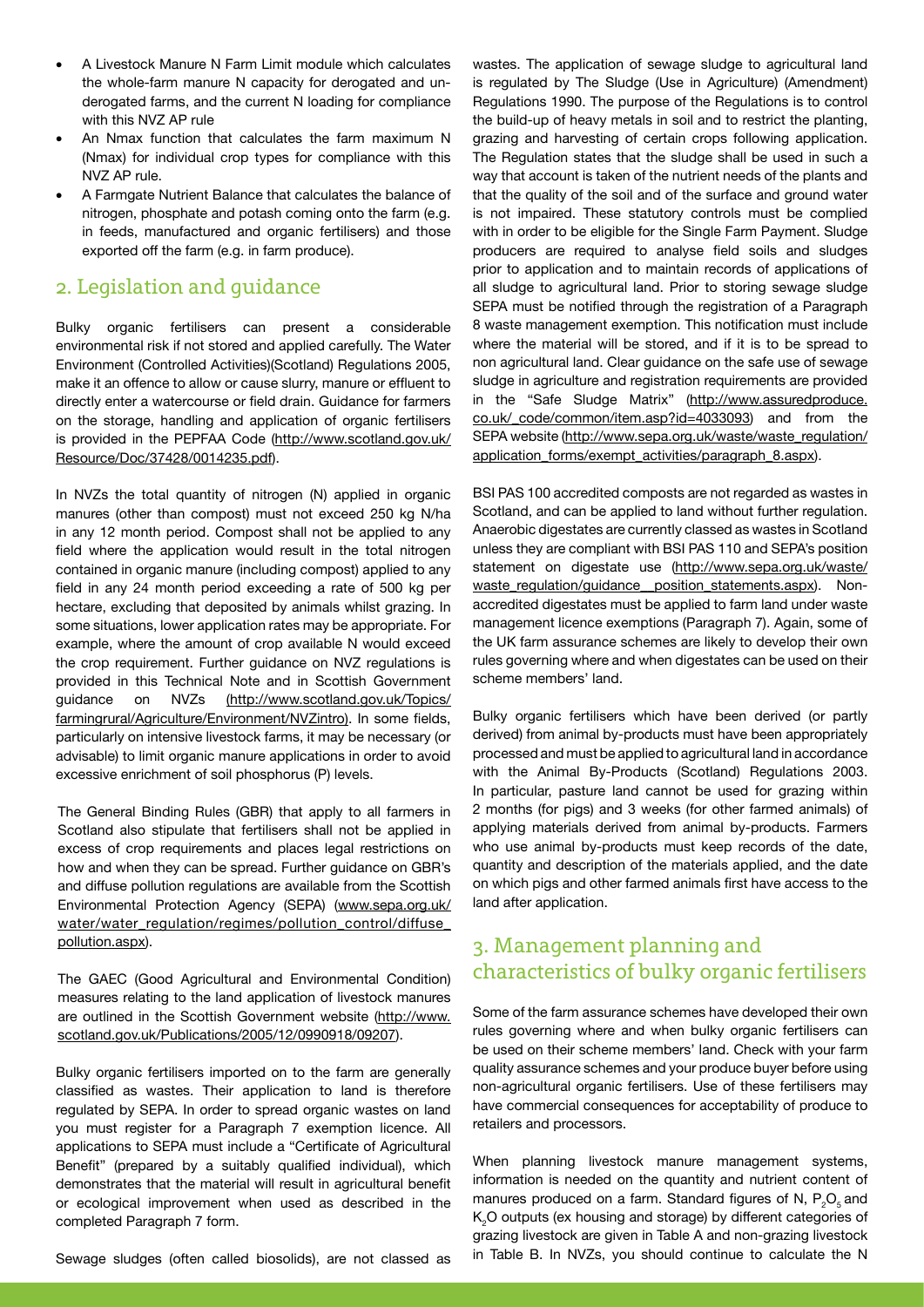- A Livestock Manure N Farm Limit module which calculates the whole-farm manure N capacity for derogated and un-derogated farms, and the current N loading for compliance with this NVZ AP rule
- An Nmax function that calculates the farm maximum N (Nmax) for individual crop types for compliance with this NVZ AP rule.
- A Farmgate Nutrient Balance that calculates the balance of nitrogen, phosphate and potash coming onto the farm (e.g. in feeds, manufactured and organic fertilisers) and those exported off the farm (e.g. in farm produce).

## 2. Legislation and guidance

Bulky organic fertilisers can present a considerable environmental risk if not stored and applied carefully. The Water Environment (Controlled Activities)(Scotland) Regulations 2005, make it an offence to allow or cause slurry, manure or effluent to directly enter a watercourse or field drain. Guidance for farmers on the storage, handling and application of organic fertilisers is provided in the PEPFAA Code (http://www.scotland.gov.uk/Resource/Doc/37428/0014235.pdf).

In NVZs the total quantity of nitrogen (N) applied in organic manures (other than compost) must not exceed 250 kg N/ha in any 12 month period. Compost shall not be applied to any field where the application would result in the total nitrogen contained in organic manure (including compost) applied to any field in any 24 month period exceeding a rate of 500 kg per hectare, excluding that deposited by animals whilst grazing. In some situations, lower application rates may be appropriate. For example, where the amount of crop available N would exceed the crop requirement. Further guidance on NVZ regulations is provided in this Technical Note and in Scottish Government guidance on NVZs (http://www.scotland.gov.uk/Topics/farmingrural/Agriculture/Environment/NVZintro). In some fields, particularly on intensive livestock farms, it may be necessary (or advisable) to limit organic manure applications in order to avoid excessive enrichment of soil phosphorus (P) levels.

The General Binding Rules (GBR) that apply to all farmers in Scotland also stipulate that fertilisers shall not be applied in excess of crop requirements and places legal restrictions on how and when they can be spread. Further guidance on GBR's and diffuse pollution regulations are available from the Scottish Environmental Protection Agency (SEPA) (www.sepa.org.uk/water/water_regulation/regimes/pollution_control/diffuse_pollution.aspx).

The GAEC (Good Agricultural and Environmental Condition) measures relating to the land application of livestock manures are outlined in the Scottish Government website (http://www.scotland.gov.uk/Publications/2005/12/0990918/09207).

Bulky organic fertilisers imported on to the farm are generally classified as wastes. Their application to land is therefore regulated by SEPA. In order to spread organic wastes on land you must register for a Paragraph 7 exemption licence. All applications to SEPA must include a "Certificate of Agricultural Benefit" (prepared by a suitably qualified individual), which demonstrates that the material will result in agricultural benefit or ecological improvement when used as described in the completed Paragraph 7 form.

Sewage sludges (often called biosolids), are not classed as wastes. The application of sewage sludge to agricultural land is regulated by The Sludge (Use in Agriculture) (Amendment) Regulations 1990. The purpose of the Regulations is to control the build-up of heavy metals in soil and to restrict the planting, grazing and harvesting of certain crops following application. The Regulation states that the sludge shall be used in such a way that account is taken of the nutrient needs of the plants and that the quality of the soil and of the surface and ground water is not impaired. These statutory controls must be complied with in order to be eligible for the Single Farm Payment. Sludge producers are required to analyse field soils and sludges prior to application and to maintain records of applications of all sludge to agricultural land. Prior to storing sewage sludge SEPA must be notified through the registration of a Paragraph 8 waste management exemption. This notification must include where the material will be stored, and if it is to be spread to non agricultural land. Clear guidance on the safe use of sewage sludge in agriculture and registration requirements are provided in the "Safe Sludge Matrix" (http://www.assuredproduce.co.uk/_code/common/item.asp?id=4033093) and from the SEPA website (http://www.sepa.org.uk/waste/waste_regulation/application_forms/exempt_activities/paragraph_8.aspx).

BSI PAS 100 accredited composts are not regarded as wastes in Scotland, and can be applied to land without further regulation. Anaerobic digestates are currently classed as wastes in Scotland unless they are compliant with BSI PAS 110 and SEPA's position statement on digestate use (http://www.sepa.org.uk/waste/waste_regulation/guidance__position_statements.aspx). Non-accredited digestates must be applied to farm land under waste management licence exemptions (Paragraph 7). Again, some of the UK farm assurance schemes are likely to develop their own rules governing where and when digestates can be used on their scheme members' land.

Bulky organic fertilisers which have been derived (or partly derived) from animal by-products must have been appropriately processed and must be applied to agricultural land in accordance with the Animal By-Products (Scotland) Regulations 2003. In particular, pasture land cannot be used for grazing within 2 months (for pigs) and 3 weeks (for other farmed animals) of applying materials derived from animal by-products. Farmers who use animal by-products must keep records of the date, quantity and description of the materials applied, and the date on which pigs and other farmed animals first have access to the land after application.

## 3. Management planning and characteristics of bulky organic fertilisers

Some of the farm assurance schemes have developed their own rules governing where and when bulky organic fertilisers can be used on their scheme members' land. Check with your farm quality assurance schemes and your produce buyer before using non-agricultural organic fertilisers. Use of these fertilisers may have commercial consequences for acceptability of produce to retailers and processors.

When planning livestock manure management systems, information is needed on the quantity and nutrient content of manures produced on a farm. Standard figures of N, $P_2O_5$ and $K_2O$ outputs (ex housing and storage) by different categories of grazing livestock are given in Table A and non-grazing livestock in Table B. In NVZs, you should continue to calculate the N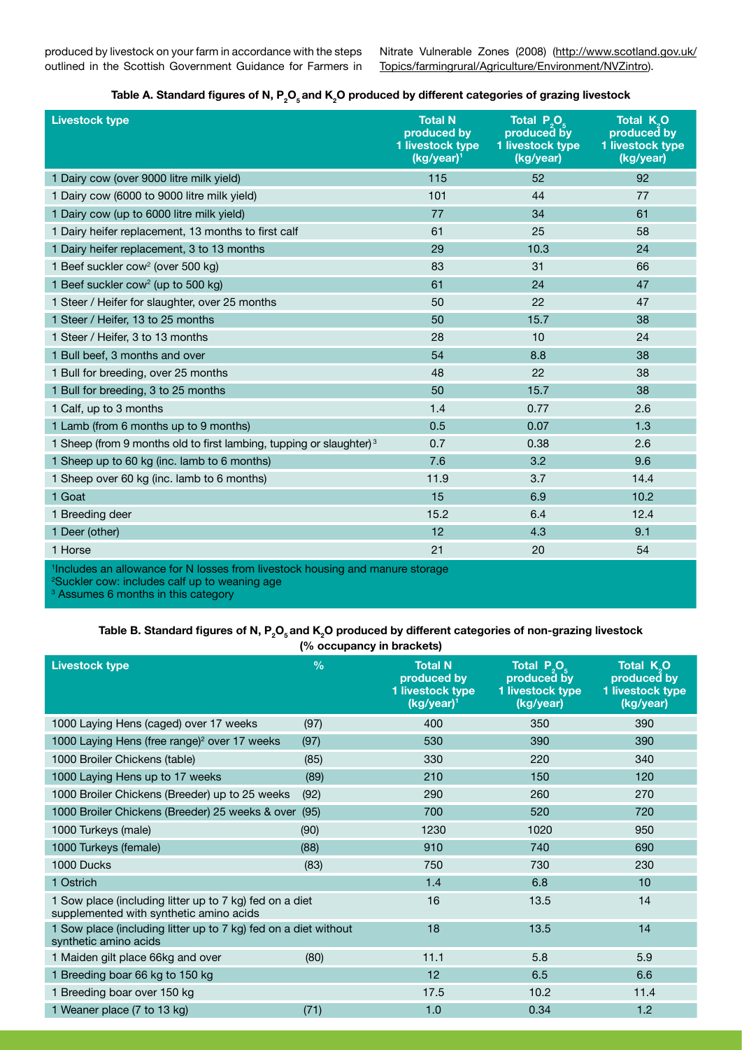produced by livestock on your farm in accordance with the steps outlined in the Scottish Government Guidance for Farmers in Nitrate Vulnerable Zones (2008) (http://www.scotland.gov.uk/Topics/farmingrural/Agriculture/Environment/NVZintro).

**Table A. Standard figures of N, $P_2O_5$ and $K_2O$ produced by different categories of grazing livestock**

| Livestock type | Total N produced by 1 livestock type (kg/year)[1] | Total $P_2O_5$ produced by 1 livestock type (kg/year) | Total $K_2O$ produced by 1 livestock type (kg/year) |
|---|---|---|---|
| 1 Dairy cow (over 9000 litre milk yield) | 115 | 52 | 92 |
| 1 Dairy cow (6000 to 9000 litre milk yield) | 101 | 44 | 77 |
| 1 Dairy cow (up to 6000 litre milk yield) | 77 | 34 | 61 |
| 1 Dairy heifer replacement, 13 months to first calf | 61 | 25 | 58 |
| 1 Dairy heifer replacement, 3 to 13 months | 29 | 10.3 | 24 |
| 1 Beef suckler cow[2] (over 500 kg) | 83 | 31 | 66 |
| 1 Beef suckler cow[2] (up to 500 kg) | 61 | 24 | 47 |
| 1 Steer / Heifer for slaughter, over 25 months | 50 | 22 | 47 |
| 1 Steer / Heifer, 13 to 25 months | 50 | 15.7 | 38 |
| 1 Steer / Heifer, 3 to 13 months | 28 | 10 | 24 |
| 1 Bull beef, 3 months and over | 54 | 8.8 | 38 |
| 1 Bull for breeding, over 25 months | 48 | 22 | 38 |
| 1 Bull for breeding, 3 to 25 months | 50 | 15.7 | 38 |
| 1 Calf, up to 3 months | 1.4 | 0.77 | 2.6 |
| 1 Lamb (from 6 months up to 9 months) | 0.5 | 0.07 | 1.3 |
| 1 Sheep (from 9 months old to first lambing, tupping or slaughter)[3] | 0.7 | 0.38 | 2.6 |
| 1 Sheep up to 60 kg (inc. lamb to 6 months) | 7.6 | 3.2 | 9.6 |
| 1 Sheep over 60 kg (inc. lamb to 6 months) | 11.9 | 3.7 | 14.4 |
| 1 Goat | 15 | 6.9 | 10.2 |
| 1 Breeding deer | 15.2 | 6.4 | 12.4 |
| 1 Deer (other) | 12 | 4.3 | 9.1 |
| 1 Horse | 21 | 20 | 54 |

[1]Includes an allowance for N losses from livestock housing and manure storage
[2]Suckler cow: includes calf up to weaning age
[3] Assumes 6 months in this category

**Table B. Standard figures of N, $P_2O_5$ and $K_2O$ produced by different categories of non-grazing livestock (% occupancy in brackets)**

| Livestock type | % | Total N produced by 1 livestock type (kg/year)[1] | Total $P_2O_5$ produced by 1 livestock type (kg/year) | Total $K_2O$ produced by 1 livestock type (kg/year) |
|---|---|---|---|---|
| 1000 Laying Hens (caged) over 17 weeks | (97) | 400 | 350 | 390 |
| 1000 Laying Hens (free range)[2] over 17 weeks | (97) | 530 | 390 | 390 |
| 1000 Broiler Chickens (table) | (85) | 330 | 220 | 340 |
| 1000 Laying Hens up to 17 weeks | (89) | 210 | 150 | 120 |
| 1000 Broiler Chickens (Breeder) up to 25 weeks | (92) | 290 | 260 | 270 |
| 1000 Broiler Chickens (Breeder) 25 weeks & over | (95) | 700 | 520 | 720 |
| 1000 Turkeys (male) | (90) | 1230 | 1020 | 950 |
| 1000 Turkeys (female) | (88) | 910 | 740 | 690 |
| 1000 Ducks | (83) | 750 | 730 | 230 |
| 1 Ostrich | | 1.4 | 6.8 | 10 |
| 1 Sow place (including litter up to 7 kg) fed on a diet supplemented with synthetic amino acids | | 16 | 13.5 | 14 |
| 1 Sow place (including litter up to 7 kg) fed on a diet without synthetic amino acids | | 18 | 13.5 | 14 |
| 1 Maiden gilt place 66kg and over | (80) | 11.1 | 5.8 | 5.9 |
| 1 Breeding boar 66 kg to 150 kg | | 12 | 6.5 | 6.6 |
| 1 Breeding boar over 150 kg | | 17.5 | 10.2 | 11.4 |
| 1 Weaner place (7 to 13 kg) | (71) | 1.0 | 0.34 | 1.2 |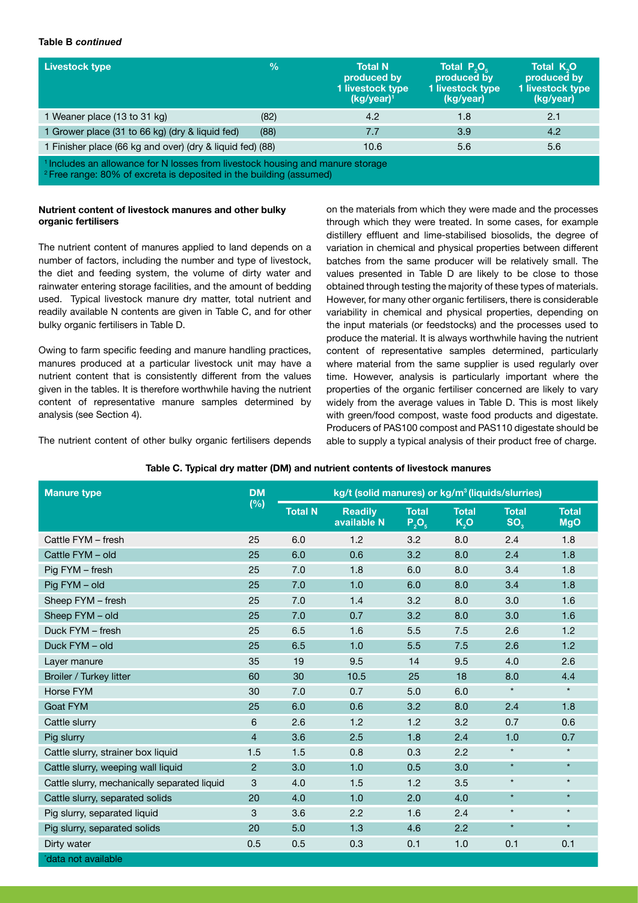**Table B *continued***

| Livestock type | % | Total N produced by 1 livestock type (kg/year)[1] | Total $P_2O_5$ produced by 1 livestock type (kg/year) | Total $K_2O$ produced by 1 livestock type (kg/year) |
|---|---|---|---|---|
| 1 Weaner place (13 to 31 kg) | (82) | 4.2 | 1.8 | 2.1 |
| 1 Grower place (31 to 66 kg) (dry & liquid fed) | (88) | 7.7 | 3.9 | 4.2 |
| 1 Finisher place (66 kg and over) (dry & liquid fed) | (88) | 10.6 | 5.6 | 5.6 |

[1] Includes an allowance for N losses from livestock housing and manure storage
[2] Free range: 80% of excreta is deposited in the building (assumed)

**Nutrient content of livestock manures and other bulky organic fertilisers**

The nutrient content of manures applied to land depends on a number of factors, including the number and type of livestock, the diet and feeding system, the volume of dirty water and rainwater entering storage facilities, and the amount of bedding used. Typical livestock manure dry matter, total nutrient and readily available N contents are given in Table C, and for other bulky organic fertilisers in Table D.

Owing to farm specific feeding and manure handling practices, manures produced at a particular livestock unit may have a nutrient content that is consistently different from the values given in the tables. It is therefore worthwhile having the nutrient content of representative manure samples determined by analysis (see Section 4).

The nutrient content of other bulky organic fertilisers depends on the materials from which they were made and the processes through which they were treated. In some cases, for example distillery effluent and lime-stabilised biosolids, the degree of variation in chemical and physical properties between different batches from the same producer will be relatively small. The values presented in Table D are likely to be close to those obtained through testing the majority of these types of materials. However, for many other organic fertilisers, there is considerable variability in chemical and physical properties, depending on the input materials (or feedstocks) and the processes used to produce the material. It is always worthwhile having the nutrient content of representative samples determined, particularly where material from the same supplier is used regularly over time. However, analysis is particularly important where the properties of the organic fertiliser concerned are likely to vary widely from the average values in Table D. This is most likely with green/food compost, waste food products and digestate. Producers of PAS100 compost and PAS110 digestate should be able to supply a typical analysis of their product free of charge.

**Table C. Typical dry matter (DM) and nutrient contents of livestock manures**

| Manure type | DM (%) | kg/t (solid manures) or kg/$m^3$ (liquids/slurries) | | | | | |
|---|---|---|---|---|---|---|---|
| | | Total N | Readily available N | Total $P_2O_5$ | Total $K_2O$ | Total $SO_3$ | Total MgO |
| Cattle FYM – fresh | 25 | 6.0 | 1.2 | 3.2 | 8.0 | 2.4 | 1.8 |
| Cattle FYM – old | 25 | 6.0 | 0.6 | 3.2 | 8.0 | 2.4 | 1.8 |
| Pig FYM – fresh | 25 | 7.0 | 1.8 | 6.0 | 8.0 | 3.4 | 1.8 |
| Pig FYM – old | 25 | 7.0 | 1.0 | 6.0 | 8.0 | 3.4 | 1.8 |
| Sheep FYM – fresh | 25 | 7.0 | 1.4 | 3.2 | 8.0 | 3.0 | 1.6 |
| Sheep FYM – old | 25 | 7.0 | 0.7 | 3.2 | 8.0 | 3.0 | 1.6 |
| Duck FYM – fresh | 25 | 6.5 | 1.6 | 5.5 | 7.5 | 2.6 | 1.2 |
| Duck FYM – old | 25 | 6.5 | 1.0 | 5.5 | 7.5 | 2.6 | 1.2 |
| Layer manure | 35 | 19 | 9.5 | 14 | 9.5 | 4.0 | 2.6 |
| Broiler / Turkey litter | 60 | 30 | 10.5 | 25 | 18 | 8.0 | 4.4 |
| Horse FYM | 30 | 7.0 | 0.7 | 5.0 | 6.0 | * | * |
| Goat FYM | 25 | 6.0 | 0.6 | 3.2 | 8.0 | 2.4 | 1.8 |
| Cattle slurry | 6 | 2.6 | 1.2 | 1.2 | 3.2 | 0.7 | 0.6 |
| Pig slurry | 4 | 3.6 | 2.5 | 1.8 | 2.4 | 1.0 | 0.7 |
| Cattle slurry, strainer box liquid | 1.5 | 1.5 | 0.8 | 0.3 | 2.2 | * | * |
| Cattle slurry, weeping wall liquid | 2 | 3.0 | 1.0 | 0.5 | 3.0 | * | * |
| Cattle slurry, mechanically separated liquid | 3 | 4.0 | 1.5 | 1.2 | 3.5 | * | * |
| Cattle slurry, separated solids | 20 | 4.0 | 1.0 | 2.0 | 4.0 | * | * |
| Pig slurry, separated liquid | 3 | 3.6 | 2.2 | 1.6 | 2.4 | * | * |
| Pig slurry, separated solids | 20 | 5.0 | 1.3 | 4.6 | 2.2 | * | * |
| Dirty water | 0.5 | 0.5 | 0.3 | 0.1 | 1.0 | 0.1 | 0.1 |

*data not available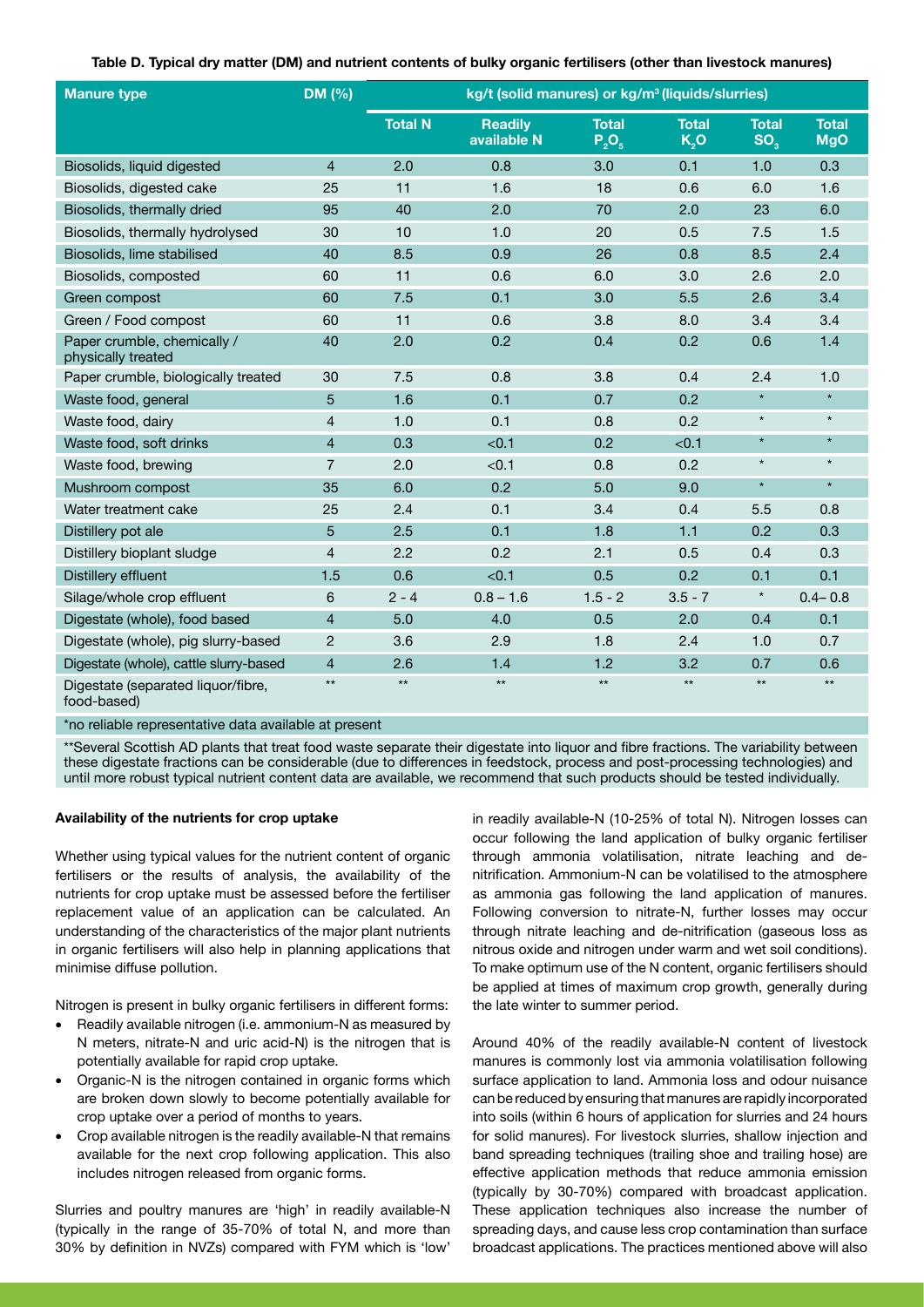**Table D. Typical dry matter (DM) and nutrient contents of bulky organic fertilisers (other than livestock manures)**

| Manure type | DM (%) | kg/t (solid manures) or kg/m³ (liquids/slurries) | | | | | |
|---|---|---|---|---|---|---|---|
| | | Total N | Readily available N | Total $P_2O_5$ | Total $K_2O$ | Total $SO_3$ | Total MgO |
| Biosolids, liquid digested | 4 | 2.0 | 0.8 | 3.0 | 0.1 | 1.0 | 0.3 |
| Biosolids, digested cake | 25 | 11 | 1.6 | 18 | 0.6 | 6.0 | 1.6 |
| Biosolids, thermally dried | 95 | 40 | 2.0 | 70 | 2.0 | 23 | 6.0 |
| Biosolids, thermally hydrolysed | 30 | 10 | 1.0 | 20 | 0.5 | 7.5 | 1.5 |
| Biosolids, lime stabilised | 40 | 8.5 | 0.9 | 26 | 0.8 | 8.5 | 2.4 |
| Biosolids, composted | 60 | 11 | 0.6 | 6.0 | 3.0 | 2.6 | 2.0 |
| Green compost | 60 | 7.5 | 0.1 | 3.0 | 5.5 | 2.6 | 3.4 |
| Green / Food compost | 60 | 11 | 0.6 | 3.8 | 8.0 | 3.4 | 3.4 |
| Paper crumble, chemically / physically treated | 40 | 2.0 | 0.2 | 0.4 | 0.2 | 0.6 | 1.4 |
| Paper crumble, biologically treated | 30 | 7.5 | 0.8 | 3.8 | 0.4 | 2.4 | 1.0 |
| Waste food, general | 5 | 1.6 | 0.1 | 0.7 | 0.2 | * | * |
| Waste food, dairy | 4 | 1.0 | 0.1 | 0.8 | 0.2 | * | * |
| Waste food, soft drinks | 4 | 0.3 | <0.1 | 0.2 | <0.1 | * | * |
| Waste food, brewing | 7 | 2.0 | <0.1 | 0.8 | 0.2 | * | * |
| Mushroom compost | 35 | 6.0 | 0.2 | 5.0 | 9.0 | * | * |
| Water treatment cake | 25 | 2.4 | 0.1 | 3.4 | 0.4 | 5.5 | 0.8 |
| Distillery pot ale | 5 | 2.5 | 0.1 | 1.8 | 1.1 | 0.2 | 0.3 |
| Distillery bioplant sludge | 4 | 2.2 | 0.2 | 2.1 | 0.5 | 0.4 | 0.3 |
| Distillery effluent | 1.5 | 0.6 | <0.1 | 0.5 | 0.2 | 0.1 | 0.1 |
| Silage/whole crop effluent | 6 | 2 - 4 | 0.8 – 1.6 | 1.5 - 2 | 3.5 - 7 | * | 0.4– 0.8 |
| Digestate (whole), food based | 4 | 5.0 | 4.0 | 0.5 | 2.0 | 0.4 | 0.1 |
| Digestate (whole), pig slurry-based | 2 | 3.6 | 2.9 | 1.8 | 2.4 | 1.0 | 0.7 |
| Digestate (whole), cattle slurry-based | 4 | 2.6 | 1.4 | 1.2 | 3.2 | 0.7 | 0.6 |
| Digestate (separated liquor/fibre, food-based) | ** | ** | ** | ** | ** | ** | ** |

*no reliable representative data available at present

**Several Scottish AD plants that treat food waste separate their digestate into liquor and fibre fractions. The variability between these digestate fractions can be considerable (due to differences in feedstock, process and post-processing technologies) and until more robust typical nutrient content data are available, we recommend that such products should be tested individually.

#### Availability of the nutrients for crop uptake

Whether using typical values for the nutrient content of organic fertilisers or the results of analysis, the availability of the nutrients for crop uptake must be assessed before the fertiliser replacement value of an application can be calculated. An understanding of the characteristics of the major plant nutrients in organic fertilisers will also help in planning applications that minimise diffuse pollution.

Nitrogen is present in bulky organic fertilisers in different forms:

- Readily available nitrogen (i.e. ammonium-N as measured by N meters, nitrate-N and uric acid-N) is the nitrogen that is potentially available for rapid crop uptake.
- Organic-N is the nitrogen contained in organic forms which are broken down slowly to become potentially available for crop uptake over a period of months to years.
- Crop available nitrogen is the readily available-N that remains available for the next crop following application. This also includes nitrogen released from organic forms.

Slurries and poultry manures are 'high' in readily available-N (typically in the range of 35-70% of total N, and more than 30% by definition in NVZs) compared with FYM which is 'low' in readily available-N (10-25% of total N). Nitrogen losses can occur following the land application of bulky organic fertiliser through ammonia volatilisation, nitrate leaching and de-nitrification. Ammonium-N can be volatilised to the atmosphere as ammonia gas following the land application of manures. Following conversion to nitrate-N, further losses may occur through nitrate leaching and de-nitrification (gaseous loss as nitrous oxide and nitrogen under warm and wet soil conditions). To make optimum use of the N content, organic fertilisers should be applied at times of maximum crop growth, generally during the late winter to summer period.

Around 40% of the readily available-N content of livestock manures is commonly lost via ammonia volatilisation following surface application to land. Ammonia loss and odour nuisance can be reduced by ensuring that manures are rapidly incorporated into soils (within 6 hours of application for slurries and 24 hours for solid manures). For livestock slurries, shallow injection and band spreading techniques (trailing shoe and trailing hose) are effective application methods that reduce ammonia emission (typically by 30-70%) compared with broadcast application. These application techniques also increase the number of spreading days, and cause less crop contamination than surface broadcast applications. The practices mentioned above will also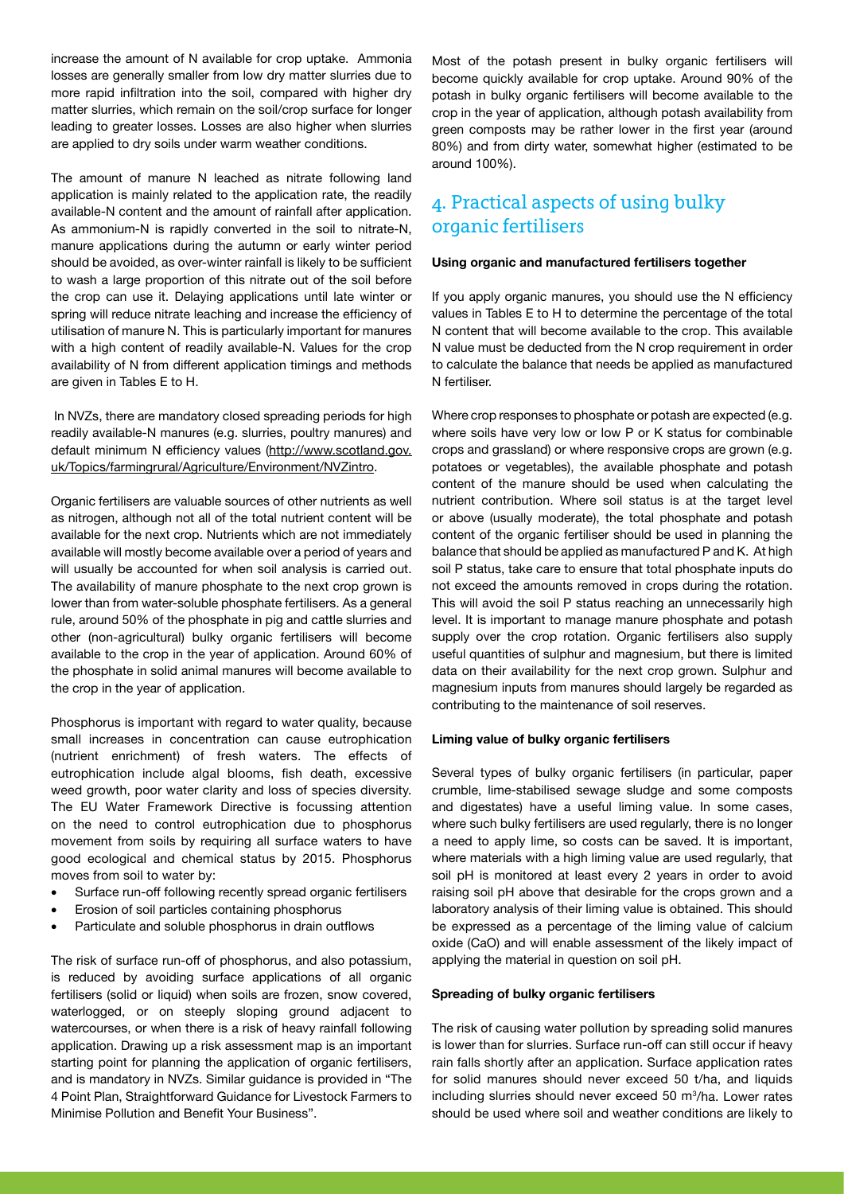increase the amount of N available for crop uptake. Ammonia losses are generally smaller from low dry matter slurries due to more rapid infiltration into the soil, compared with higher dry matter slurries, which remain on the soil/crop surface for longer leading to greater losses. Losses are also higher when slurries are applied to dry soils under warm weather conditions.

The amount of manure N leached as nitrate following land application is mainly related to the application rate, the readily available-N content and the amount of rainfall after application. As ammonium-N is rapidly converted in the soil to nitrate-N, manure applications during the autumn or early winter period should be avoided, as over-winter rainfall is likely to be sufficient to wash a large proportion of this nitrate out of the soil before the crop can use it. Delaying applications until late winter or spring will reduce nitrate leaching and increase the efficiency of utilisation of manure N. This is particularly important for manures with a high content of readily available-N. Values for the crop availability of N from different application timings and methods are given in Tables E to H.

In NVZs, there are mandatory closed spreading periods for high readily available-N manures (e.g. slurries, poultry manures) and default minimum N efficiency values (http://www.scotland.gov.uk/Topics/farmingrural/Agriculture/Environment/NVZintro.

Organic fertilisers are valuable sources of other nutrients as well as nitrogen, although not all of the total nutrient content will be available for the next crop. Nutrients which are not immediately available will mostly become available over a period of years and will usually be accounted for when soil analysis is carried out. The availability of manure phosphate to the next crop grown is lower than from water-soluble phosphate fertilisers. As a general rule, around 50% of the phosphate in pig and cattle slurries and other (non-agricultural) bulky organic fertilisers will become available to the crop in the year of application. Around 60% of the phosphate in solid animal manures will become available to the crop in the year of application.

Phosphorus is important with regard to water quality, because small increases in concentration can cause eutrophication (nutrient enrichment) of fresh waters. The effects of eutrophication include algal blooms, fish death, excessive weed growth, poor water clarity and loss of species diversity. The EU Water Framework Directive is focussing attention on the need to control eutrophication due to phosphorus movement from soils by requiring all surface waters to have good ecological and chemical status by 2015. Phosphorus moves from soil to water by:

- Surface run-off following recently spread organic fertilisers
- Erosion of soil particles containing phosphorus
- Particulate and soluble phosphorus in drain outflows

The risk of surface run-off of phosphorus, and also potassium, is reduced by avoiding surface applications of all organic fertilisers (solid or liquid) when soils are frozen, snow covered, waterlogged, or on steeply sloping ground adjacent to watercourses, or when there is a risk of heavy rainfall following application. Drawing up a risk assessment map is an important starting point for planning the application of organic fertilisers, and is mandatory in NVZs. Similar guidance is provided in "The 4 Point Plan, Straightforward Guidance for Livestock Farmers to Minimise Pollution and Benefit Your Business".

Most of the potash present in bulky organic fertilisers will become quickly available for crop uptake. Around 90% of the potash in bulky organic fertilisers will become available to the crop in the year of application, although potash availability from green composts may be rather lower in the first year (around 80%) and from dirty water, somewhat higher (estimated to be around 100%).

## 4. Practical aspects of using bulky organic fertilisers

#### Using organic and manufactured fertilisers together

If you apply organic manures, you should use the N efficiency values in Tables E to H to determine the percentage of the total N content that will become available to the crop. This available N value must be deducted from the N crop requirement in order to calculate the balance that needs be applied as manufactured N fertiliser.

Where crop responses to phosphate or potash are expected (e.g. where soils have very low or low P or K status for combinable crops and grassland) or where responsive crops are grown (e.g. potatoes or vegetables), the available phosphate and potash content of the manure should be used when calculating the nutrient contribution. Where soil status is at the target level or above (usually moderate), the total phosphate and potash content of the organic fertiliser should be used in planning the balance that should be applied as manufactured P and K. At high soil P status, take care to ensure that total phosphate inputs do not exceed the amounts removed in crops during the rotation. This will avoid the soil P status reaching an unnecessarily high level. It is important to manage manure phosphate and potash supply over the crop rotation. Organic fertilisers also supply useful quantities of sulphur and magnesium, but there is limited data on their availability for the next crop grown. Sulphur and magnesium inputs from manures should largely be regarded as contributing to the maintenance of soil reserves.

#### Liming value of bulky organic fertilisers

Several types of bulky organic fertilisers (in particular, paper crumble, lime-stabilised sewage sludge and some composts and digestates) have a useful liming value. In some cases, where such bulky fertilisers are used regularly, there is no longer a need to apply lime, so costs can be saved. It is important, where materials with a high liming value are used regularly, that soil pH is monitored at least every 2 years in order to avoid raising soil pH above that desirable for the crops grown and a laboratory analysis of their liming value is obtained. This should be expressed as a percentage of the liming value of calcium oxide (CaO) and will enable assessment of the likely impact of applying the material in question on soil pH.

#### Spreading of bulky organic fertilisers

The risk of causing water pollution by spreading solid manures is lower than for slurries. Surface run-off can still occur if heavy rain falls shortly after an application. Surface application rates for solid manures should never exceed 50 t/ha, and liquids including slurries should never exceed 50 $m^3$/ha. Lower rates should be used where soil and weather conditions are likely to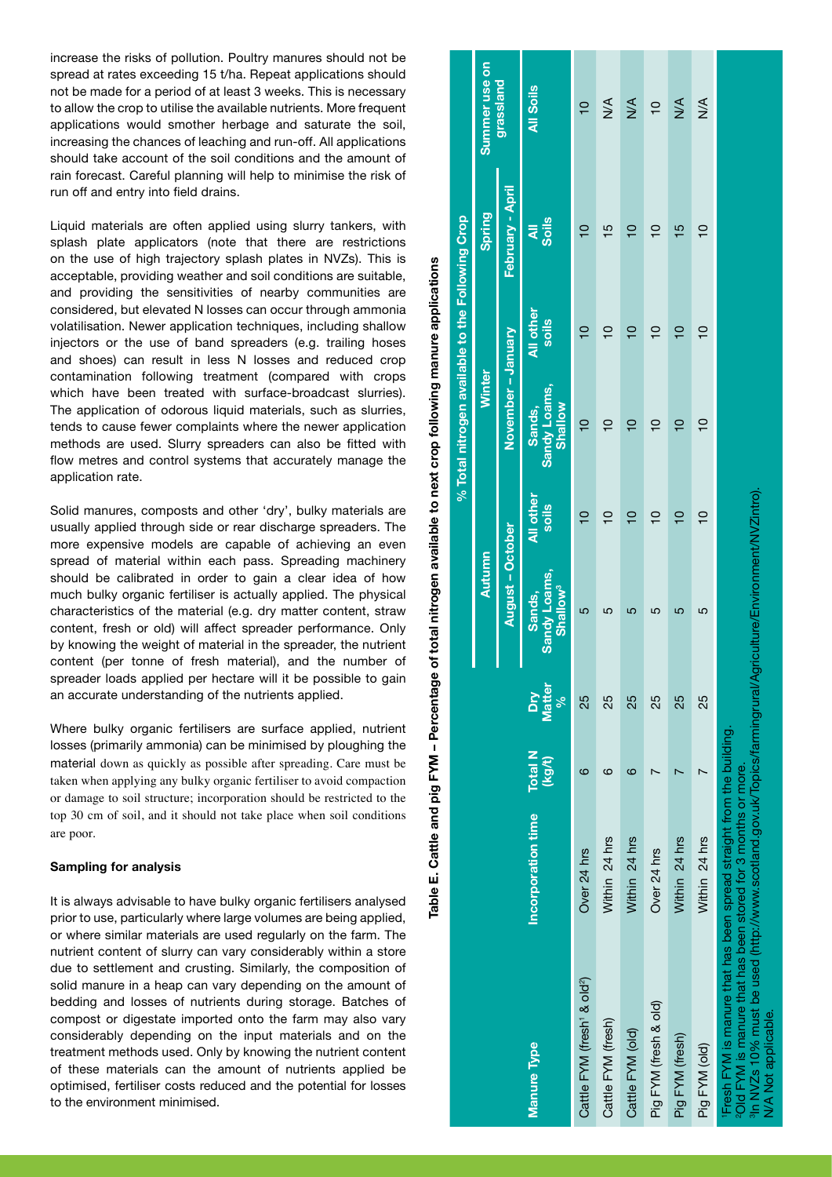increase the risks of pollution. Poultry manures should not be spread at rates exceeding 15 t/ha. Repeat applications should not be made for a period of at least 3 weeks. This is necessary to allow the crop to utilise the available nutrients. More frequent applications would smother herbage and saturate the soil, increasing the chances of leaching and run-off. All applications should take account of the soil conditions and the amount of rain forecast. Careful planning will help to minimise the risk of run off and entry into field drains.

Liquid materials are often applied using slurry tankers, with splash plate applicators (note that there are restrictions on the use of high trajectory splash plates in NVZs). This is acceptable, providing weather and soil conditions are suitable, and providing the sensitivities of nearby communities are considered, but elevated N losses can occur through ammonia volatilisation. Newer application techniques, including shallow injectors or the use of band spreaders (e.g. trailing hoses and shoes) can result in less N losses and reduced crop contamination following treatment (compared with crops which have been treated with surface-broadcast slurries). The application of odorous liquid materials, such as slurries, tends to cause fewer complaints where the newer application methods are used. Slurry spreaders can also be fitted with flow metres and control systems that accurately manage the application rate.

Solid manures, composts and other 'dry', bulky materials are usually applied through side or rear discharge spreaders. The more expensive models are capable of achieving an even spread of material within each pass. Spreading machinery should be calibrated in order to gain a clear idea of how much bulky organic fertiliser is actually applied. The physical characteristics of the material (e.g. dry matter content, straw content, fresh or old) will affect spreader performance. Only by knowing the weight of material in the spreader, the nutrient content (per tonne of fresh material), and the number of spreader loads applied per hectare will it be possible to gain an accurate understanding of the nutrients applied.

Where bulky organic fertilisers are surface applied, nutrient losses (primarily ammonia) can be minimised by ploughing the material down as quickly as possible after spreading. Care must be taken when applying any bulky organic fertiliser to avoid compaction or damage to soil structure; incorporation should be restricted to the top 30 cm of soil, and it should not take place when soil conditions are poor.

**Sampling for analysis**

It is always advisable to have bulky organic fertilisers analysed prior to use, particularly where large volumes are being applied, or where similar materials are used regularly on the farm. The nutrient content of slurry can vary considerably within a store due to settlement and crusting. Similarly, the composition of solid manure in a heap can vary depending on the amount of bedding and losses of nutrients during storage. Batches of compost or digestate imported onto the farm may also vary considerably depending on the input materials and on the treatment methods used. Only by knowing the nutrient content of these materials can the amount of nutrients applied be optimised, fertiliser costs reduced and the potential for losses to the environment minimised.

**Table E. Cattle and pig FYM – Percentage of total nitrogen available to next crop following manure applications**

| Manure Type | Incorporation time | Total N (kg/t) | Dry Matter % | % Total nitrogen available to the Following Crop | | | | | |
|---|---|---|---|---|---|---|---|---|---|
| | | | | Autumn | | Winter | | Spring | Summer use on grassland |
| | | | | August - October | | November - January | | February - April | |
| | | | | Sands, Sandy Loams, Shallow[3] | All other soils | Sands, Sandy Loams, Shallow | All other soils | All Soils | All Soils |
| Cattle FYM (fresh[1] & old[2]) | Over 24 hrs | 6 | 25 | 5 | 10 | 10 | 10 | 10 | 10 |
| Cattle FYM (fresh) | Within 24 hrs | 6 | 25 | 5 | 10 | 10 | 10 | 15 | N/A |
| Cattle FYM (old) | Within 24 hrs | 6 | 25 | 5 | 10 | 10 | 10 | 10 | N/A |
| Pig FYM (fresh & old) | Over 24 hrs | 7 | 25 | 5 | 10 | 10 | 10 | 10 | 10 |
| Pig FYM (fresh) | Within 24 hrs | 7 | 25 | 5 | 10 | 10 | 10 | 15 | N/A |
| Pig FYM (old) | Within 24 hrs | 7 | 25 | 5 | 10 | 10 | 10 | 10 | N/A |

[1]Fresh FYM is manure that has been spread straight from the building.
[2]Old FYM is manure that has been stored for 3 months or more.
[3]In NVZs 10% must be used (http://www.scotland.gov.uk/Topics/farmingrural/Agriculture/Environment/NVZintro).
N/A Not applicable.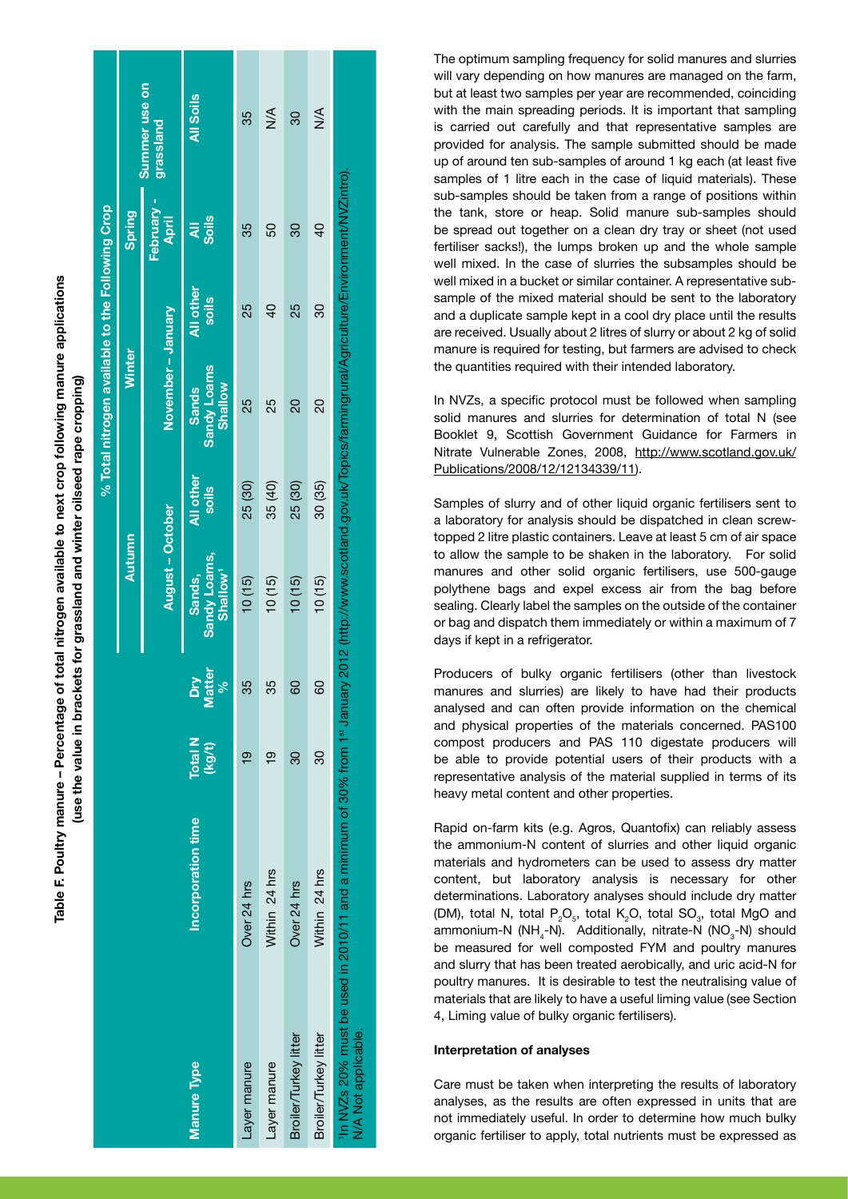**Table F. Poultry manure – Percentage of total nitrogen available to next crop following manure applications (use the value in brackets for grassland and winter oilseed rape cropping)**

| Manure Type | Incorporation time | Total N (kg/t) | Dry Matter % | % Total nitrogen available to the Following Crop | | | | | |
|---|---|---|---|---|---|---|---|---|---|
| | | | | Autumn | | Winter | | Spring | Summer use on grassland |
| | | | | August – October | | November – January | | February - April | |
| | | | | Sands, Sandy Loams, Shallow[1] | All other soils | Sands Sandy Loams Shallow | All other soils | All Soils | All Soils |
| Layer manure | Over 24 hrs | 19 | 35 | 10 (15) | 25 (30) | 25 | 25 | 35 | 35 |
| Layer manure | Within 24 hrs | 19 | 35 | 10 (15) | 35 (40) | 25 | 40 | 50 | N/A |
| Broiler/Turkey litter | Over 24 hrs | 30 | 60 | 10 (15) | 25 (30) | 20 | 25 | 30 | 30 |
| Broiler/Turkey litter | Within 24 hrs | 30 | 60 | 10 (15) | 30 (35) | 20 | 30 | 40 | N/A |

[1]In NVZs 20% must be used in 2010/11 and a minimum of 30% from 1st January 2012 (http://www.scotland.gov.uk/Topics/farmingrural/Agriculture/Environment/NVZintro).
N/A Not applicable.

The optimum sampling frequency for solid manures and slurries will vary depending on how manures are managed on the farm, but at least two samples per year are recommended, coinciding with the main spreading periods. It is important that sampling is carried out carefully and that representative samples are provided for analysis. The sample submitted should be made up of around ten sub-samples of around 1 kg each (at least five samples of 1 litre each in the case of liquid materials). These sub-samples should be taken from a range of positions within the tank, store or heap. Solid manure sub-samples should be spread out together on a clean dry tray or sheet (not used fertiliser sacks!), the lumps broken up and the whole sample well mixed. In the case of slurries the subsamples should be well mixed in a bucket or similar container. A representative sub-sample of the mixed material should be sent to the laboratory and a duplicate sample kept in a cool dry place until the results are received. Usually about 2 litres of slurry or about 2 kg of solid manure is required for testing, but farmers are advised to check the quantities required with their intended laboratory.

In NVZs, a specific protocol must be followed when sampling solid manures and slurries for determination of total N (see Booklet 9, Scottish Government Guidance for Farmers in Nitrate Vulnerable Zones, 2008, http://www.scotland.gov.uk/Publications/2008/12/12134339/11).

Samples of slurry and of other liquid organic fertilisers sent to a laboratory for analysis should be dispatched in clean screw-topped 2 litre plastic containers. Leave at least 5 cm of air space to allow the sample to be shaken in the laboratory. For solid manures and other solid organic fertilisers, use 500-gauge polythene bags and expel excess air from the bag before sealing. Clearly label the samples on the outside of the container or bag and dispatch them immediately or within a maximum of 7 days if kept in a refrigerator.

Producers of bulky organic fertilisers (other than livestock manures and slurries) are likely to have had their products analysed and can often provide information on the chemical and physical properties of the materials concerned. PAS100 compost producers and PAS 110 digestate producers will be able to provide potential users of their products with a representative analysis of the material supplied in terms of its heavy metal content and other properties.

Rapid on-farm kits (e.g. Agros, Quantofix) can reliably assess the ammonium-N content of slurries and other liquid organic materials and hydrometers can be used to assess dry matter content, but laboratory analysis is necessary for other determinations. Laboratory analyses should include dry matter (DM), total N, total $P_2O_5$, total $K_2O$, total $SO_3$, total MgO and ammonium-N ($NH_4$-N). Additionally, nitrate-N ($NO_3$-N) should be measured for well composted FYM and poultry manures and slurry that has been treated aerobically, and uric acid-N for poultry manures. It is desirable to test the neutralising value of materials that are likely to have a useful liming value (see Section 4, Liming value of bulky organic fertilisers).

**Interpretation of analyses**

Care must be taken when interpreting the results of laboratory analyses, as the results are often expressed in units that are not immediately useful. In order to determine how much bulky organic fertiliser to apply, total nutrients must be expressed as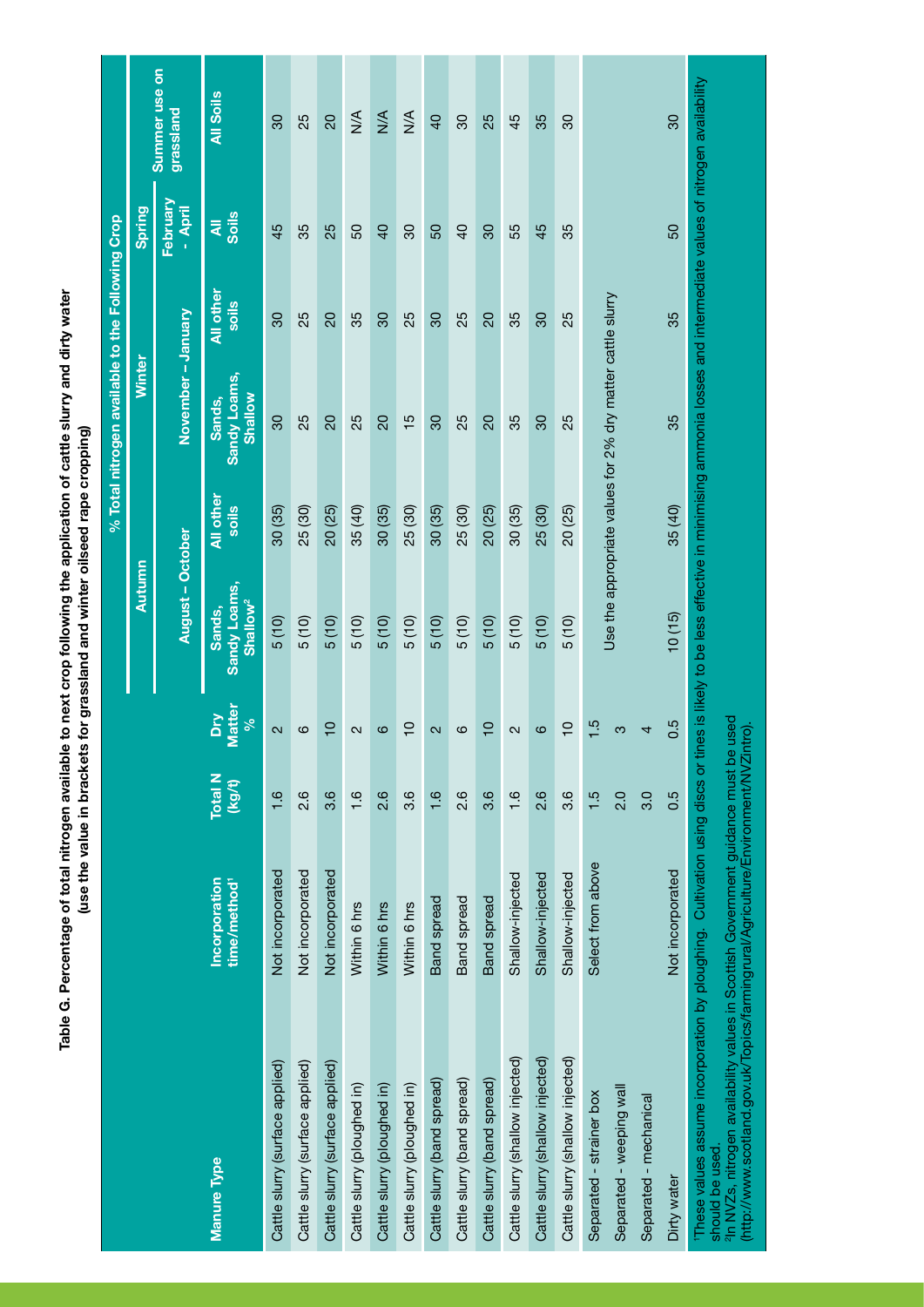**Table G. Percentage of total nitrogen available to next crop following the application of cattle slurry and dirty water (use the value in brackets for grassland and winter oilseed rape cropping)**

| Manure Type | Incorporation time/method[1] | Total N (kg/t) | Dry Matter % | % Total nitrogen available to the Following Crop | | | | | |
|---|---|---|---|---|---|---|---|---|---|
| | | | | Autumn | | Winter | | Spring | Summer use on grassland |
| | | | | August – October | | November – January | | February - April | |
| | | | | Sands, Sandy Loams, Shallow[2] | All other soils | Sands, Sandy Loams, Shallow | All other soils | All Soils | All Soils |
| Cattle slurry (surface applied) | Not incorporated | 1.6 | 2 | 5 (10) | 30 (35) | 30 | 30 | 45 | 30 |
| Cattle slurry (surface applied) | Not incorporated | 2.6 | 6 | 5 (10) | 25 (30) | 25 | 25 | 35 | 25 |
| Cattle slurry (surface applied) | Not incorporated | 3.6 | 10 | 5 (10) | 20 (25) | 20 | 20 | 25 | 20 |
| Cattle slurry (ploughed in) | Within 6 hrs | 1.6 | 2 | 5 (10) | 35 (40) | 25 | 35 | 50 | N/A |
| Cattle slurry (ploughed in) | Within 6 hrs | 2.6 | 6 | 5 (10) | 30 (35) | 20 | 30 | 40 | N/A |
| Cattle slurry (ploughed in) | Within 6 hrs | 3.6 | 10 | 5 (10) | 25 (30) | 15 | 25 | 30 | N/A |
| Cattle slurry (band spread) | Band spread | 1.6 | 2 | 5 (10) | 30 (35) | 30 | 30 | 50 | 40 |
| Cattle slurry (band spread) | Band spread | 2.6 | 6 | 5 (10) | 25 (30) | 25 | 25 | 40 | 30 |
| Cattle slurry (band spread) | Band spread | 3.6 | 10 | 5 (10) | 20 (25) | 20 | 20 | 30 | 25 |
| Cattle slurry (shallow injected) | Shallow-injected | 1.6 | 2 | 5 (10) | 30 (35) | 35 | 35 | 55 | 45 |
| Cattle slurry (shallow injected) | Shallow-injected | 2.6 | 6 | 5 (10) | 25 (30) | 30 | 30 | 45 | 35 |
| Cattle slurry (shallow injected) | Shallow-injected | 3.6 | 10 | 5 (10) | 20 (25) | 25 | 25 | 35 | 30 |
| Separated - strainer box | Select from above | 1.5 | 1.5 | Use the appropriate values for 2% dry matter cattle slurry | | | | | |
| Separated - weeping wall | | 2.0 | 3 | | | | | | |
| Separated - mechanical | | 3.0 | 4 | | | | | | |
| Dirty water | Not incorporated | 0.5 | 0.5 | 10 (15) | 35 (40) | 35 | 35 | 50 | 30 |

[1]These values assume incorporation by ploughing. Cultivation using discs or tines is likely to be less effective in minimising ammonia losses and intermediate values of nitrogen availability should be used.

[2]In NVZs, nitrogen availability values in Scottish Government guidance must be used (http://www.scotland.gov.uk/Topics/farmingrural/Agriculture/Environment/NVZintro).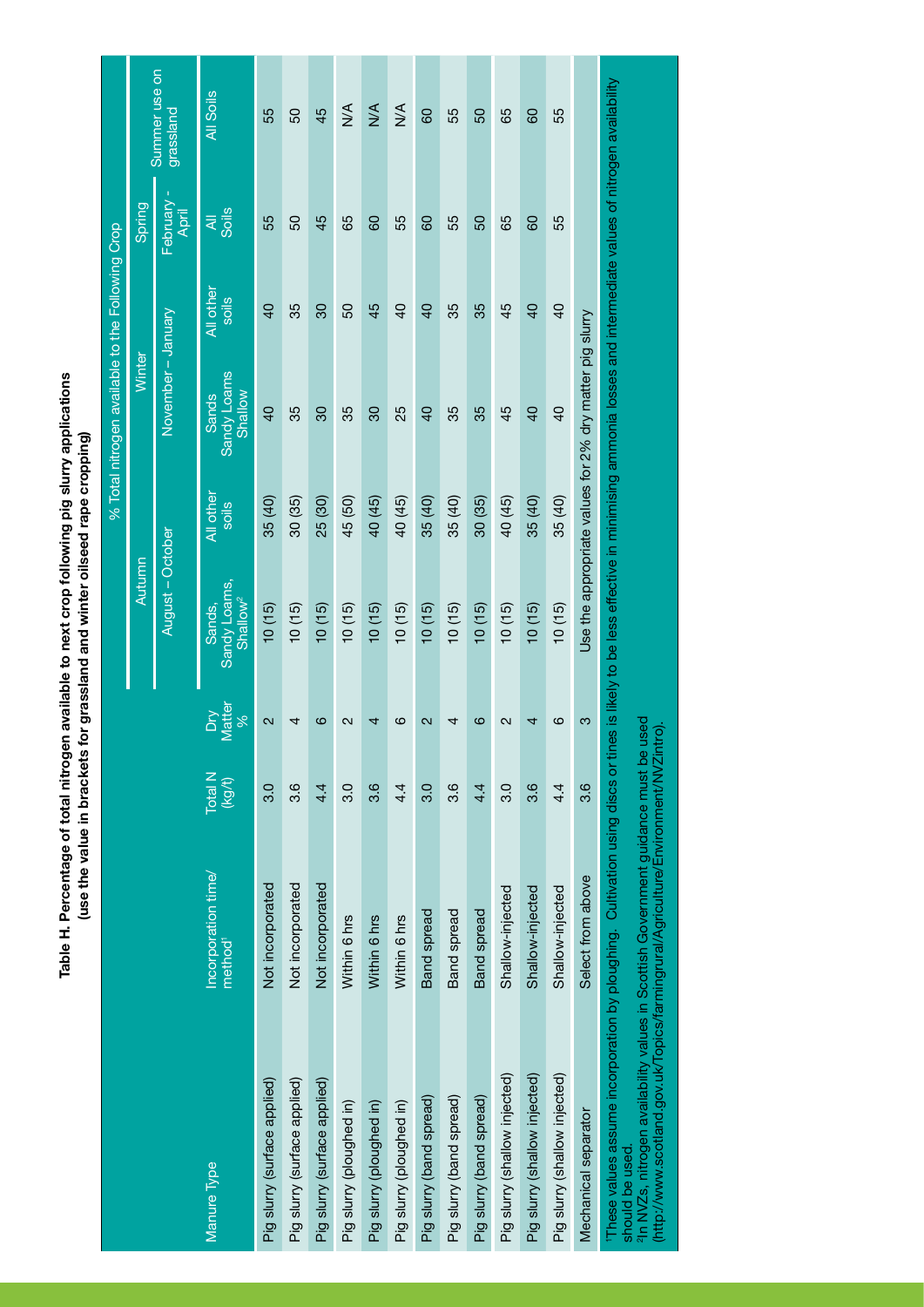**Table H. Percentage of total nitrogen available to next crop following pig slurry applications (use the value in brackets for grassland and winter oilseed rape cropping)**

| Manure Type | Incorporation time/ method[1] | Total N (kg/t) | Dry Matter % | % Total nitrogen available to the Following Crop | | | | | |
|---|---|---|---|---|---|---|---|---|---|
| | | | | Autumn | | Winter | | Spring | Summer use on grassland |
| | | | | August – October | | November – January | | February - April | |
| | | | | Sands, Sandy Loams, Shallow[2] | All other soils | Sands Sandy Loams Shallow | All other soils | All Soils | All Soils |
| Pig slurry (surface applied) | Not incorporated | 3.0 | 2 | 10 (15) | 35 (40) | 40 | 40 | 55 | 55 |
| Pig slurry (surface applied) | Not incorporated | 3.6 | 4 | 10 (15) | 30 (35) | 35 | 35 | 50 | 50 |
| Pig slurry (surface applied) | Not incorporated | 4.4 | 6 | 10 (15) | 25 (30) | 30 | 30 | 45 | 45 |
| Pig slurry (ploughed in) | Within 6 hrs | 3.0 | 2 | 10 (15) | 45 (50) | 35 | 50 | 65 | N/A |
| Pig slurry (ploughed in) | Within 6 hrs | 3.6 | 4 | 10 (15) | 40 (45) | 30 | 45 | 60 | N/A |
| Pig slurry (ploughed in) | Within 6 hrs | 4.4 | 6 | 10 (15) | 40 (45) | 25 | 40 | 55 | N/A |
| Pig slurry (band spread) | Band spread | 3.0 | 2 | 10 (15) | 35 (40) | 40 | 40 | 60 | 60 |
| Pig slurry (band spread) | Band spread | 3.6 | 4 | 10 (15) | 35 (40) | 35 | 35 | 55 | 55 |
| Pig slurry (band spread) | Band spread | 4.4 | 6 | 10 (15) | 30 (35) | 35 | 35 | 50 | 50 |
| Pig slurry (shallow injected) | Shallow-injected | 3.0 | 2 | 10 (15) | 40 (45) | 45 | 45 | 65 | 65 |
| Pig slurry (shallow injected) | Shallow-injected | 3.6 | 4 | 10 (15) | 35 (40) | 40 | 40 | 60 | 60 |
| Pig slurry (shallow injected) | Shallow-injected | 4.4 | 6 | 10 (15) | 35 (40) | 40 | 40 | 55 | 55 |
| Mechanical separator | Select from above | 3.6 | 3 | Use the appropriate values for 2% dry matter pig slurry | | | | | |

[1]These values assume incorporation by ploughing. Cultivation using discs or tines is likely to be less effective in minimising ammonia losses and intermediate values of nitrogen availability should be used.

[2]In NVZs, nitrogen availability values in Scottish Government guidance must be used (http://www.scotland.gov.uk/Topics/farmingrural/Agriculture/Environment/NVZintro).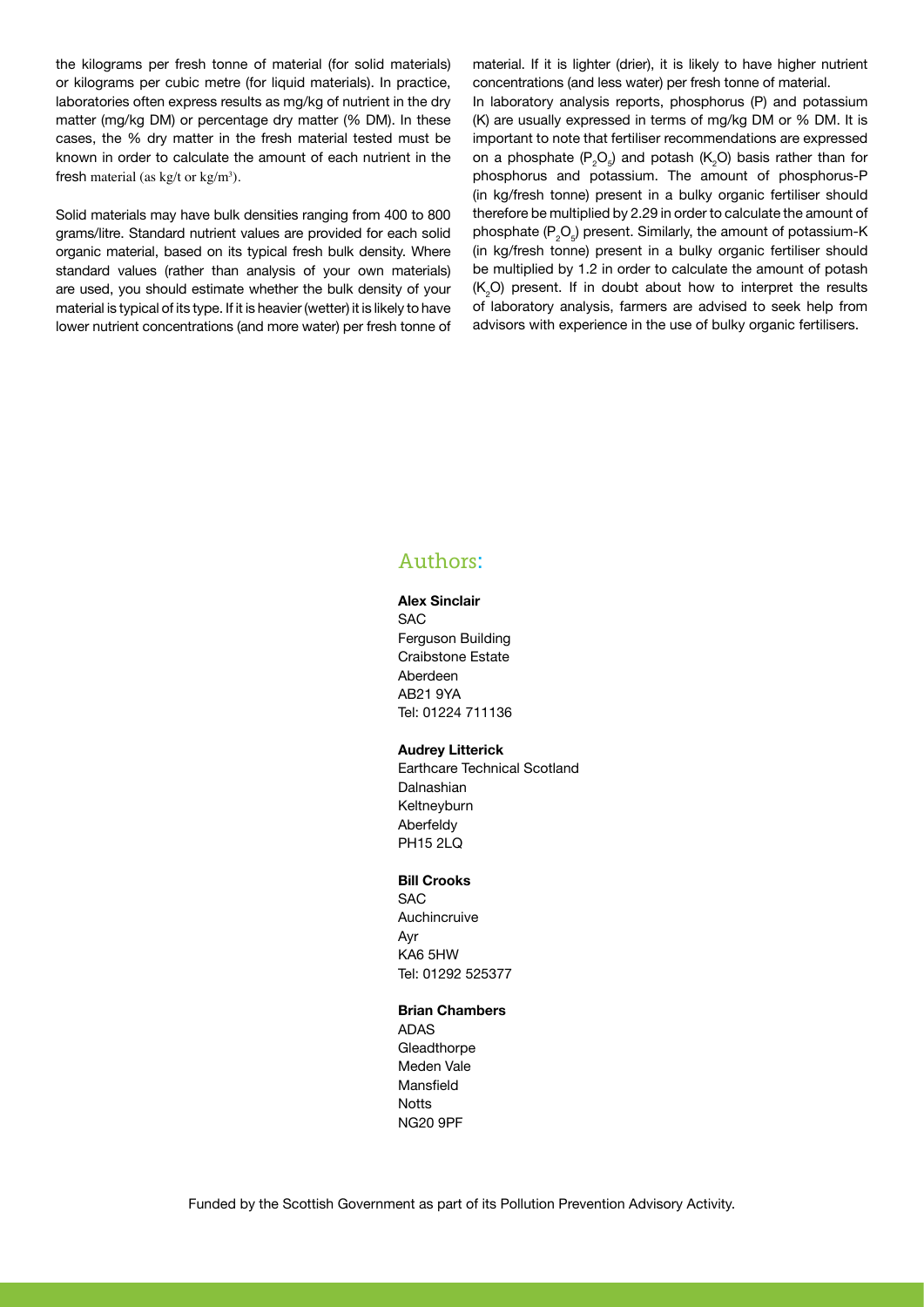the kilograms per fresh tonne of material (for solid materials) or kilograms per cubic metre (for liquid materials). In practice, laboratories often express results as mg/kg of nutrient in the dry matter (mg/kg DM) or percentage dry matter (% DM). In these cases, the % dry matter in the fresh material tested must be known in order to calculate the amount of each nutrient in the fresh material (as kg/t or kg/m$^3$).

Solid materials may have bulk densities ranging from 400 to 800 grams/litre. Standard nutrient values are provided for each solid organic material, based on its typical fresh bulk density. Where standard values (rather than analysis of your own materials) are used, you should estimate whether the bulk density of your material is typical of its type. If it is heavier (wetter) it is likely to have lower nutrient concentrations (and more water) per fresh tonne of material. If it is lighter (drier), it is likely to have higher nutrient concentrations (and less water) per fresh tonne of material.

In laboratory analysis reports, phosphorus (P) and potassium (K) are usually expressed in terms of mg/kg DM or % DM. It is important to note that fertiliser recommendations are expressed on a phosphate ($P_2O_5$) and potash ($K_2O$) basis rather than for phosphorus and potassium. The amount of phosphorus-P (in kg/fresh tonne) present in a bulky organic fertiliser should therefore be multiplied by 2.29 in order to calculate the amount of phosphate ($P_2O_5$) present. Similarly, the amount of potassium-K (in kg/fresh tonne) present in a bulky organic fertiliser should be multiplied by 1.2 in order to calculate the amount of potash ($K_2O$) present. If in doubt about how to interpret the results of laboratory analysis, farmers are advised to seek help from advisors with experience in the use of bulky organic fertilisers.

## Authors:

**Alex Sinclair**
SAC
Ferguson Building
Craibstone Estate
Aberdeen
AB21 9YA
Tel: 01224 711136

**Audrey Litterick**
Earthcare Technical Scotland
Dalnashian
Keltneyburn
Aberfeldy
PH15 2LQ

**Bill Crooks**
SAC
Auchincruive
Ayr
KA6 5HW
Tel: 01292 525377

**Brian Chambers**
ADAS
Gleadthorpe
Meden Vale
Mansfield
Notts
NG20 9PF

Funded by the Scottish Government as part of its Pollution Prevention Advisory Activity.